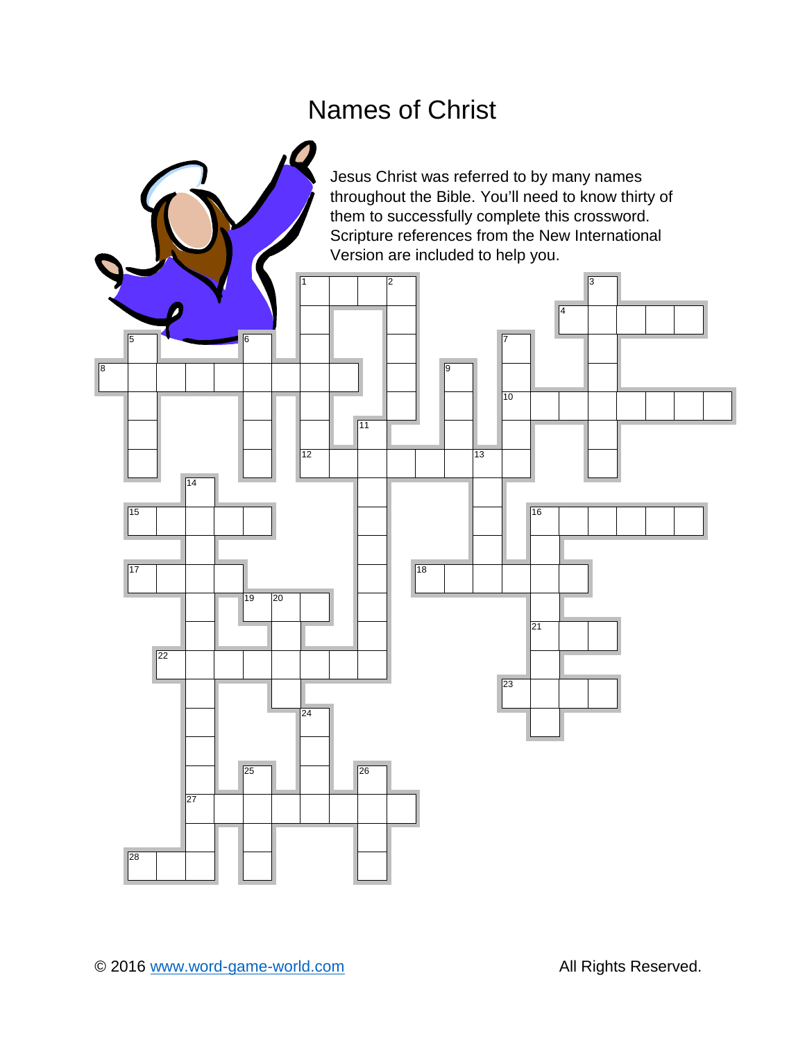# Names of Christ

Jesus Christ was referred to by many names throughout the Bible. You'll need to know thirty of them to successfully complete this crossword. Scripture references from the New International Version are included to help you.

© 2016 www.word-game-world.com

All Rights Reserved.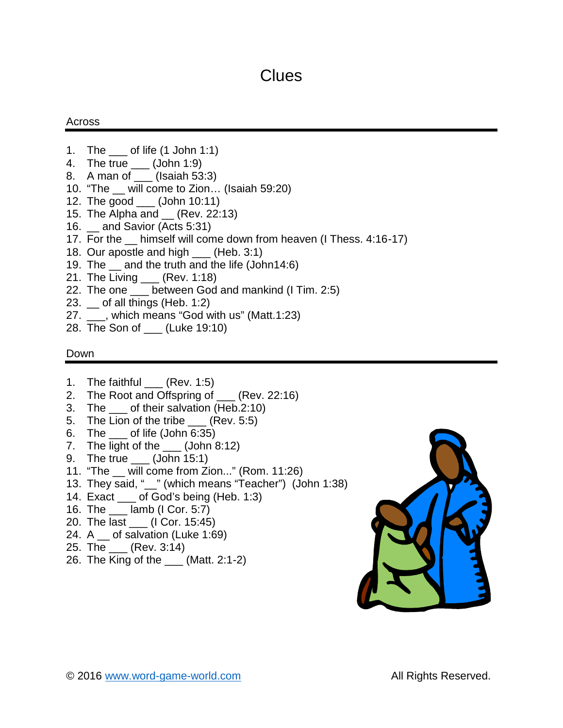# Clues

## Across

1. The ___ of life (1 John 1:1)
4. The true ___ (John 1:9)
8. A man of ___ (Isaiah 53:3)
10. "The __ will come to Zion… (Isaiah 59:20)
12. The good ___ (John 10:11)
15. The Alpha and __ (Rev. 22:13)
16. __ and Savior (Acts 5:31)
17. For the __ himself will come down from heaven (I Thess. 4:16-17)
18. Our apostle and high ___ (Heb. 3:1)
19. The __ and the truth and the life (John14:6)
21. The Living ___ (Rev. 1:18)
22. The one ___ between God and mankind (I Tim. 2:5)
23. __ of all things (Heb. 1:2)
27. ___, which means "God with us" (Matt.1:23)
28. The Son of ___ (Luke 19:10)

## Down

1. The faithful ___ (Rev. 1:5)
2. The Root and Offspring of ___ (Rev. 22:16)
3. The ___ of their salvation (Heb.2:10)
5. The Lion of the tribe ___ (Rev. 5:5)
6. The ___ of life (John 6:35)
7. The light of the ___ (John 8:12)
9. The true ___ (John 15:1)
11. "The __ will come from Zion..." (Rom. 11:26)
13. They said, "__" (which means "Teacher") (John 1:38)
14. Exact ___ of God's being (Heb. 1:3)
16. The ___ lamb (I Cor. 5:7)
20. The last ___ (I Cor. 15:45)
24. A __ of salvation (Luke 1:69)
25. The ___ (Rev. 3:14)
26. The King of the ___ (Matt. 2:1-2)

© 2016 www.word-game-world.com All Rights Reserved.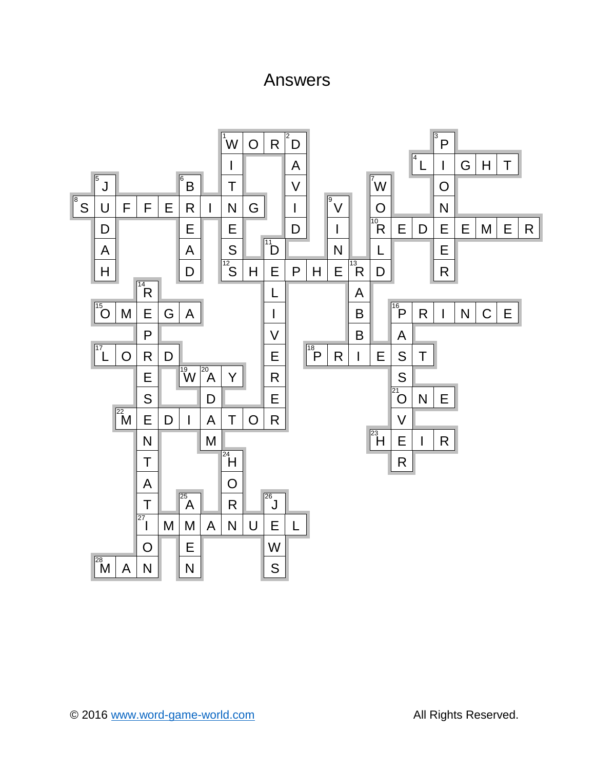# Answers

**Across**

1. WORD
4. LIGHT
8. SUFFERING
10. REDEEMER
12. SHEPHERD
15. OMEGA
16. PRINCE
17. LORD
18. PRIEST
19. WAY
21. ONE
22. MEDIATOR
23. HEIR
27. IMMANUEL
28. MAN

**Down**

1. WITNESS
2. DAVID
3. PIONEER
5. JUDAH
6. BREAD
7. WORLD
9. VINE
11. DELIVERER
13. RABBI
14. REPRESENTATION
16. PASSOVER
20. ADAM
24. HORN
25. AMEN
26. JEWS